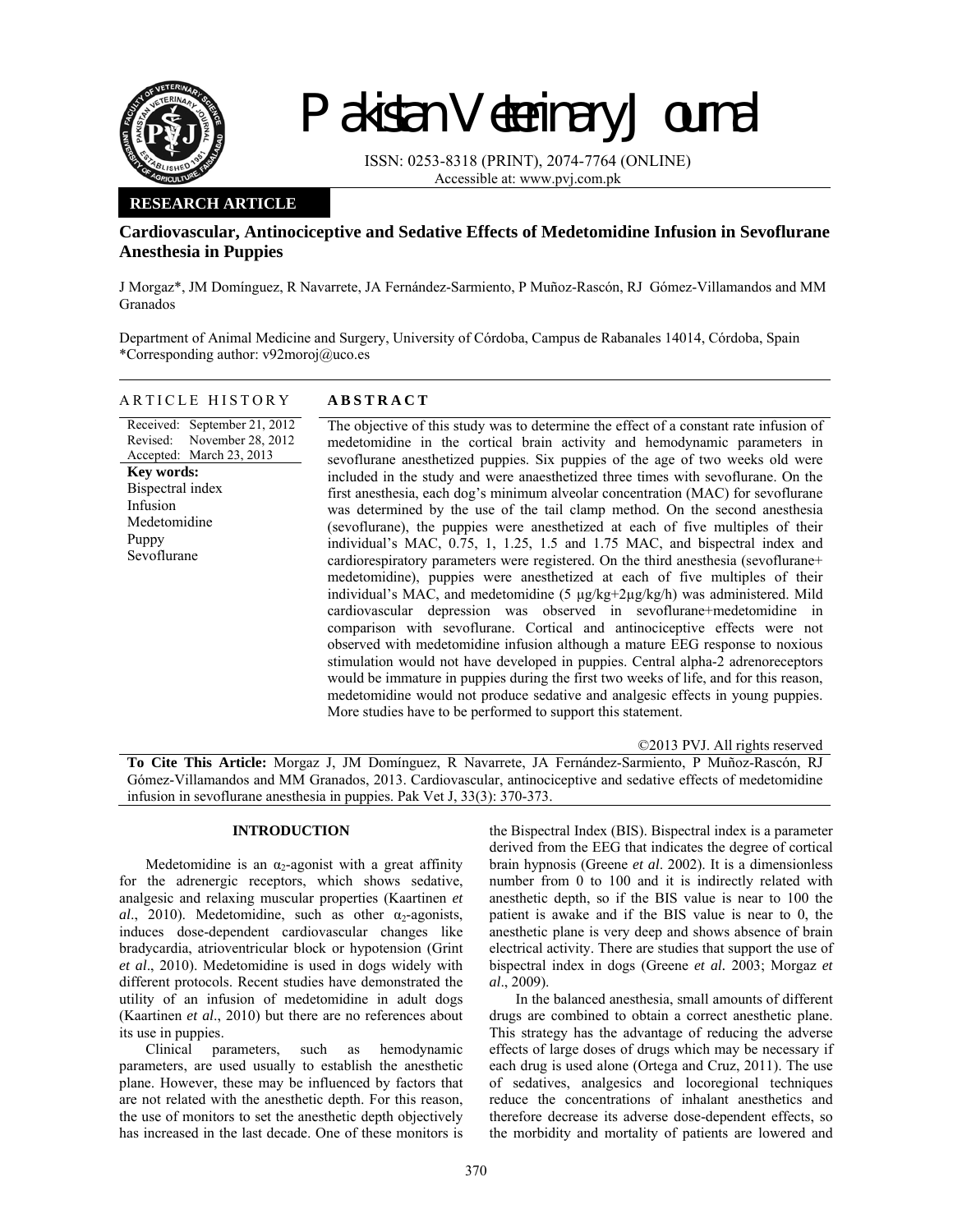# Pakistan Veterinary Journal

ISSN: 0253-8318 (PRINT), 2074-7764 (ONLINE)
Accessible at: www.pvj.com.pk

**RESEARCH ARTICLE**

## Cardiovascular, Antinociceptive and Sedative Effects of Medetomidine Infusion in Sevoflurane Anesthesia in Puppies

J Morgaz*, JM Domínguez, R Navarrete, JA Fernández-Sarmiento, P Muñoz-Rascón, RJ Gómez-Villamandos and MM Granados

Department of Animal Medicine and Surgery, University of Córdoba, Campus de Rabanales 14014, Córdoba, Spain
*Corresponding author: v92moroj@uco.es

### ARTICLE HISTORY

Received: September 21, 2012
Revised: November 28, 2012
Accepted: March 23, 2013

**Key words:**
Bispectral index
Infusion
Medetomidine
Puppy
Sevoflurane

### ABSTRACT

The objective of this study was to determine the effect of a constant rate infusion of medetomidine in the cortical brain activity and hemodynamic parameters in sevoflurane anesthetized puppies. Six puppies of the age of two weeks old were included in the study and were anaesthetized three times with sevoflurane. On the first anesthesia, each dog's minimum alveolar concentration (MAC) for sevoflurane was determined by the use of the tail clamp method. On the second anesthesia (sevoflurane), the puppies were anesthetized at each of five multiples of their individual's MAC, 0.75, 1, 1.25, 1.5 and 1.75 MAC, and bispectral index and cardiorespiratory parameters were registered. On the third anesthesia (sevoflurane+ medetomidine), puppies were anesthetized at each of five multiples of their individual's MAC, and medetomidine (5 μg/kg+2μg/kg/h) was administered. Mild cardiovascular depression was observed in sevoflurane+medetomidine in comparison with sevoflurane. Cortical and antinociceptive effects were not observed with medetomidine infusion although a mature EEG response to noxious stimulation would not have developed in puppies. Central alpha-2 adrenoreceptors would be immature in puppies during the first two weeks of life, and for this reason, medetomidine would not produce sedative and analgesic effects in young puppies. More studies have to be performed to support this statement.

©2013 PVJ. All rights reserved

**To Cite This Article:** Morgaz J, JM Domínguez, R Navarrete, JA Fernández-Sarmiento, P Muñoz-Rascón, RJ Gómez-Villamandos and MM Granados, 2013. Cardiovascular, antinociceptive and sedative effects of medetomidine infusion in sevoflurane anesthesia in puppies. Pak Vet J, 33(3): 370-373.

## INTRODUCTION

Medetomidine is an $\alpha_2$-agonist with a great affinity for the adrenergic receptors, which shows sedative, analgesic and relaxing muscular properties (Kaartinen *et al*., 2010). Medetomidine, such as other $\alpha_2$-agonists, induces dose-dependent cardiovascular changes like bradycardia, atrioventricular block or hypotension (Grint *et al*., 2010). Medetomidine is used in dogs widely with different protocols. Recent studies have demonstrated the utility of an infusion of medetomidine in adult dogs (Kaartinen *et al*., 2010) but there are no references about its use in puppies.

Clinical parameters, such as hemodynamic parameters, are used usually to establish the anesthetic plane. However, these may be influenced by factors that are not related with the anesthetic depth. For this reason, the use of monitors to set the anesthetic depth objectively has increased in the last decade. One of these monitors is the Bispectral Index (BIS). Bispectral index is a parameter derived from the EEG that indicates the degree of cortical brain hypnosis (Greene *et al*. 2002). It is a dimensionless number from 0 to 100 and it is indirectly related with anesthetic depth, so if the BIS value is near to 100 the patient is awake and if the BIS value is near to 0, the anesthetic plane is very deep and shows absence of brain electrical activity. There are studies that support the use of bispectral index in dogs (Greene *et al*. 2003; Morgaz *et al*., 2009).

In the balanced anesthesia, small amounts of different drugs are combined to obtain a correct anesthetic plane. This strategy has the advantage of reducing the adverse effects of large doses of drugs which may be necessary if each drug is used alone (Ortega and Cruz, 2011). The use of sedatives, analgesics and locoregional techniques reduce the concentrations of inhalant anesthetics and therefore decrease its adverse dose-dependent effects, so the morbidity and mortality of patients are lowered and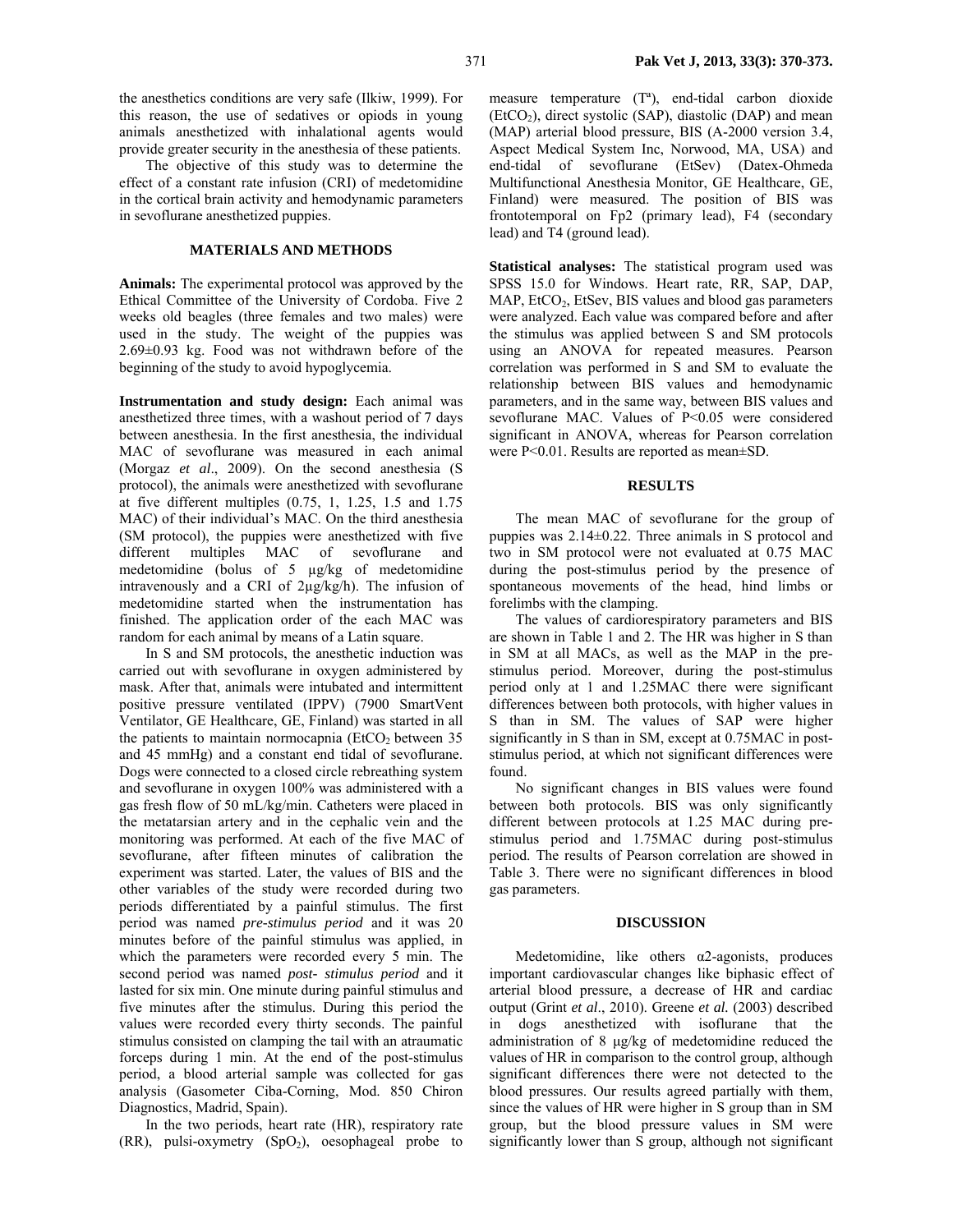the anesthetics conditions are very safe (Ilkiw, 1999). For this reason, the use of sedatives or opiods in young animals anesthetized with inhalational agents would provide greater security in the anesthesia of these patients.

The objective of this study was to determine the effect of a constant rate infusion (CRI) of medetomidine in the cortical brain activity and hemodynamic parameters in sevoflurane anesthetized puppies.

## MATERIALS AND METHODS

**Animals:** The experimental protocol was approved by the Ethical Committee of the University of Cordoba. Five 2 weeks old beagles (three females and two males) were used in the study. The weight of the puppies was 2.69±0.93 kg. Food was not withdrawn before of the beginning of the study to avoid hypoglycemia.

**Instrumentation and study design:** Each animal was anesthetized three times, with a washout period of 7 days between anesthesia. In the first anesthesia, the individual MAC of sevoflurane was measured in each animal (Morgaz *et al*., 2009). On the second anesthesia (S protocol), the animals were anesthetized with sevoflurane at five different multiples (0.75, 1, 1.25, 1.5 and 1.75 MAC) of their individual's MAC. On the third anesthesia (SM protocol), the puppies were anesthetized with five different multiples MAC of sevoflurane and medetomidine (bolus of 5 µg/kg of medetomidine intravenously and a CRI of 2µg/kg/h). The infusion of medetomidine started when the instrumentation has finished. The application order of the each MAC was random for each animal by means of a Latin square.

In S and SM protocols, the anesthetic induction was carried out with sevoflurane in oxygen administered by mask. After that, animals were intubated and intermittent positive pressure ventilated (IPPV) (7900 SmartVent Ventilator, GE Healthcare, GE, Finland) was started in all the patients to maintain normocapnia ($EtCO_2$ between 35 and 45 mmHg) and a constant end tidal of sevoflurane. Dogs were connected to a closed circle rebreathing system and sevoflurane in oxygen 100% was administered with a gas fresh flow of 50 mL/kg/min. Catheters were placed in the metatarsian artery and in the cephalic vein and the monitoring was performed. At each of the five MAC of sevoflurane, after fifteen minutes of calibration the experiment was started. Later, the values of BIS and the other variables of the study were recorded during two periods differentiated by a painful stimulus. The first period was named *pre-stimulus period* and it was 20 minutes before of the painful stimulus was applied, in which the parameters were recorded every 5 min. The second period was named *post- stimulus period* and it lasted for six min. One minute during painful stimulus and five minutes after the stimulus. During this period the values were recorded every thirty seconds. The painful stimulus consisted on clamping the tail with an atraumatic forceps during 1 min. At the end of the post-stimulus period, a blood arterial sample was collected for gas analysis (Gasometer Ciba-Corning, Mod. 850 Chiron Diagnostics, Madrid, Spain).

In the two periods, heart rate (HR), respiratory rate (RR), pulsi-oxymetry ($SpO_2$), oesophageal probe to measure temperature (Tª), end-tidal carbon dioxide ($EtCO_2$), direct systolic (SAP), diastolic (DAP) and mean (MAP) arterial blood pressure, BIS (A-2000 version 3.4, Aspect Medical System Inc, Norwood, MA, USA) and end-tidal of sevoflurane (EtSev) (Datex-Ohmeda Multifunctional Anesthesia Monitor, GE Healthcare, GE, Finland) were measured. The position of BIS was frontotemporal on Fp2 (primary lead), F4 (secondary lead) and T4 (ground lead).

**Statistical analyses:** The statistical program used was SPSS 15.0 for Windows. Heart rate, RR, SAP, DAP, MAP, $EtCO_2$, EtSev, BIS values and blood gas parameters were analyzed. Each value was compared before and after the stimulus was applied between S and SM protocols using an ANOVA for repeated measures. Pearson correlation was performed in S and SM to evaluate the relationship between BIS values and hemodynamic parameters, and in the same way, between BIS values and sevoflurane MAC. Values of $P<0.05$ were considered significant in ANOVA, whereas for Pearson correlation were $P<0.01$. Results are reported as mean±SD.

## RESULTS

The mean MAC of sevoflurane for the group of puppies was 2.14±0.22. Three animals in S protocol and two in SM protocol were not evaluated at 0.75 MAC during the post-stimulus period by the presence of spontaneous movements of the head, hind limbs or forelimbs with the clamping.

The values of cardiorespiratory parameters and BIS are shown in Table 1 and 2. The HR was higher in S than in SM at all MACs, as well as the MAP in the pre-stimulus period. Moreover, during the post-stimulus period only at 1 and 1.25MAC there were significant differences between both protocols, with higher values in S than in SM. The values of SAP were higher significantly in S than in SM, except at 0.75MAC in post-stimulus period, at which not significant differences were found.

No significant changes in BIS values were found between both protocols. BIS was only significantly different between protocols at 1.25 MAC during pre-stimulus period and 1.75MAC during post-stimulus period. The results of Pearson correlation are showed in Table 3. There were no significant differences in blood gas parameters.

## DISCUSSION

Medetomidine, like others α2-agonists, produces important cardiovascular changes like biphasic effect of arterial blood pressure, a decrease of HR and cardiac output (Grint *et al*., 2010). Greene *et al.* (2003) described in dogs anesthetized with isoflurane that the administration of 8 µg/kg of medetomidine reduced the values of HR in comparison to the control group, although significant differences there were not detected to the blood pressures. Our results agreed partially with them, since the values of HR were higher in S group than in SM group, but the blood pressure values in SM were significantly lower than S group, although not significant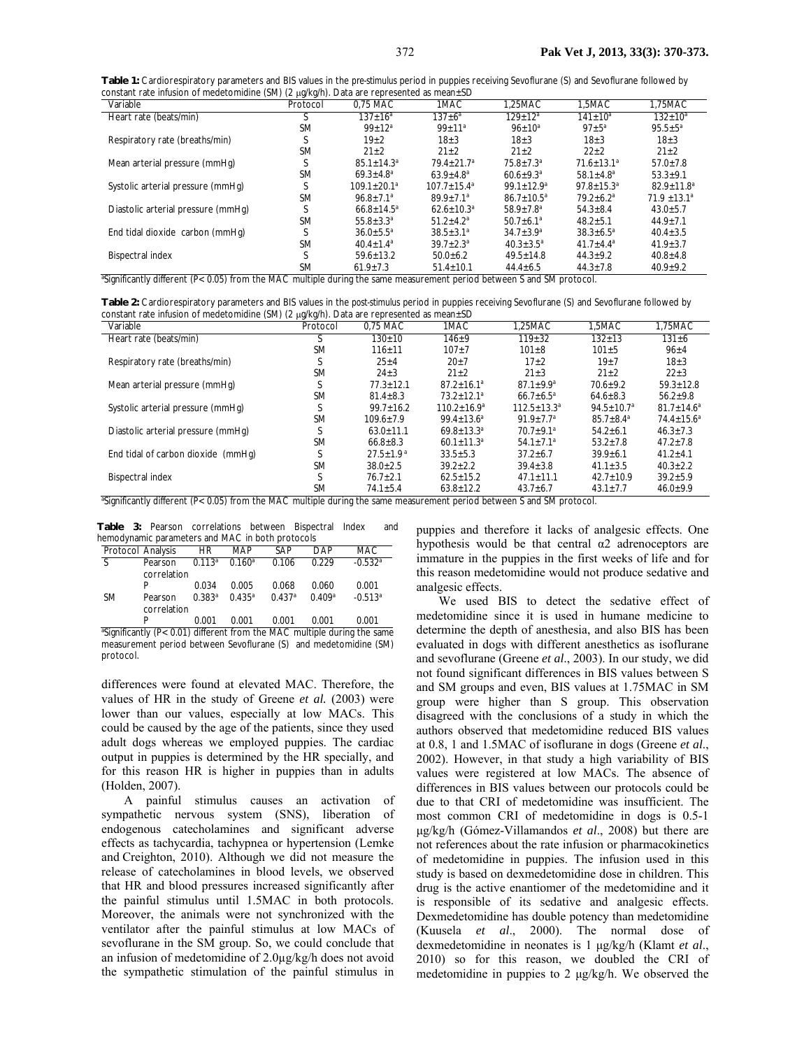**Table 1:** Cardiorespiratory parameters and BIS values in the pre-stimulus period in puppies receiving Sevoflurane (S) and Sevoflurane followed by constant rate infusion of medetomidine (SM) (2 μg/kg/h). Data are represented as mean±SD

| Variable | Protocol | 0,75 MAC | 1MAC | 1,25MAC | 1,5MAC | 1,75MAC |
|---|---|---|---|---|---|---|
| Heart rate (beats/min) | S | 137±16[a] | 137±6[a] | 129±12[a] | 141±10[a] | 132±10[a] |
| | SM | 99±12[a] | 99±11[a] | 96±10[a] | 97±5[a] | 95.5±5[a] |
| Respiratory rate (breaths/min) | S | 19±2 | 18±3 | 18±3 | 18±3 | 18±3 |
| | SM | 21±2 | 21±2 | 21±2 | 22±2 | 21±2 |
| Mean arterial pressure (mmHg) | S | 85.1±14.3[a] | 79.4±21.7[a] | 75.8±7.3[a] | 71.6±13.1[a] | 57.0±7.8 |
| | SM | 69.3±4.8[a] | 63.9±4.8[a] | 60.6±9.3[a] | 58.1±4.8[a] | 53.3±9.1 |
| Systolic arterial pressure (mmHg) | S | 109.1±20.1[a] | 107.7±15.4[a] | 99.1±12.9[a] | 97.8±15.3[a] | 82.9±11.8[a] |
| | SM | 96.8±7.1[a] | 89.9±7.1[a] | 86.7±10.5[a] | 79.2±6.2[a] | 71.9 ±13.1[a] |
| Diastolic arterial pressure (mmHg) | S | 66.8±14.5[a] | 62.6±10.3[a] | 58.9±7.8[a] | 54.3±8.4 | 43.0±5.7 |
| | SM | 55.8±3.3[a] | 51.2±4.2[a] | 50.7±6.1[a] | 48.2±5.1 | 44.9±7.1 |
| End tidal dioxide carbon (mmHg) | S | 36.0±5.5[a] | 38.5±3.1[a] | 34.7±3.9[a] | 38.3±6.5[a] | 40.4±3.5 |
| | SM | 40.4±1.4[a] | 39.7±2.3[a] | 40.3±3.5[a] | 41.7±4.4[a] | 41.9±3.7 |
| Bispectral index | S | 59.6±13.2 | 50.0±6.2 | 49.5±14.8 | 44.3±9.2 | 40.8±4.8 |
| | SM | 61.9±7.3 | 51.4±10.1 | 44.4±6.5 | 44.3±7.8 | 40.9±9.2 |

[a]Significantly different (P< 0.05) from the MAC multiple during the same measurement period between S and SM protocol.

**Table 2:** Cardiorespiratory parameters and BIS values in the post-stimulus period in puppies receiving Sevoflurane (S) and Sevoflurane followed by constant rate infusion of medetomidine (SM) (2 μg/kg/h). Data are represented as mean±SD

| Variable | Protocol | 0,75 MAC | 1MAC | 1,25MAC | 1,5MAC | 1,75MAC |
|---|---|---|---|---|---|---|
| Heart rate (beats/min) | S | 130±10 | 146±9 | 119±32 | 132±13 | 131±6 |
| | SM | 116±11 | 107±7 | 101±8 | 101±5 | 96±4 |
| Respiratory rate (breaths/min) | S | 25±4 | 20±7 | 17±2 | 19±7 | 18±3 |
| | SM | 24±3 | 21±2 | 21±3 | 21±2 | 22±3 |
| Mean arterial pressure (mmHg) | S | 77.3±12.1 | 87.2±16.1[a] | 87.1±9.9[a] | 70.6±9.2 | 59.3±12.8 |
| | SM | 81.4±8.3 | 73.2±12.1[a] | 66.7±6.5[a] | 64.6±8.3 | 56.2±9.8 |
| Systolic arterial pressure (mmHg) | S | 99.7±16.2 | 110.2±16.9[a] | 112.5±13.3[a] | 94.5±10.7[a] | 81.7±14.6[a] |
| | SM | 109.6±7.9 | 99.4±13.6[a] | 91.9±7.7[a] | 85.7±8.4[a] | 74.4±15.6[a] |
| Diastolic arterial pressure (mmHg) | S | 63.0±11.1 | 69.8±13.3[a] | 70.7±9.1[a] | 54.2±6.1 | 46.3±7.3 |
| | SM | 66.8±8.3 | 60.1±11.3[a] | 54.1±7.1[a] | 53.2±7.8 | 47.2±7.8 |
| End tidal of carbon dioxide (mmHg) | S | 27.5±1.9[a] | 33.5±5.3 | 37.2±6.7 | 39.9±6.1 | 41.2±4.1 |
| | SM | 38.0±2.5 | 39.2±2.2 | 39.4±3.8 | 41.1±3.5 | 40.3±2.2 |
| Bispectral index | S | 76.7±2.1 | 62.5±15.2 | 47.1±11.1 | 42.7±10.9 | 39.2±5.9 |
| | SM | 74.1±5.4 | 63.8±12.2 | 43.7±6.7 | 43.1±7.7 | 46.0±9.9 |

[a]Significantly different (P< 0.05) from the MAC multiple during the same measurement period between S and SM protocol.

**Table 3:** Pearson correlations between Bispectral Index and hemodynamic parameters and MAC in both protocols

| Protocol | Analysis | HR | MAP | SAP | DAP | MAC |
|---|---|---|---|---|---|---|
| S | Pearson correlation | 0.113[a] | 0.160[a] | 0.106 | 0.229 | -0.532[a] |
| | P | 0.034 | 0.005 | 0.068 | 0.060 | 0.001 |
| SM | Pearson correlation | 0.383[a] | 0.435[a] | 0.437[a] | 0.409[a] | -0.513[a] |
| | P | 0.001 | 0.001 | 0.001 | 0.001 | 0.001 |

[a]Significantly (P< 0.01) different from the MAC multiple during the same measurement period between Sevoflurane (S) and medetomidine (SM) protocol.

differences were found at elevated MAC. Therefore, the values of HR in the study of Greene *et al.* (2003) were lower than our values, especially at low MACs. This could be caused by the age of the patients, since they used adult dogs whereas we employed puppies. The cardiac output in puppies is determined by the HR specially, and for this reason HR is higher in puppies than in adults (Holden, 2007).

A painful stimulus causes an activation of sympathetic nervous system (SNS), liberation of endogenous catecholamines and significant adverse effects as tachycardia, tachypnea or hypertension (Lemke and Creighton, 2010). Although we did not measure the release of catecholamines in blood levels, we observed that HR and blood pressures increased significantly after the painful stimulus until 1.5MAC in both protocols. Moreover, the animals were not synchronized with the ventilator after the painful stimulus at low MACs of sevoflurane in the SM group. So, we could conclude that an infusion of medetomidine of 2.0μg/kg/h does not avoid the sympathetic stimulation of the painful stimulus in puppies and therefore it lacks of analgesic effects. One hypothesis would be that central α2 adrenoceptors are immature in the puppies in the first weeks of life and for this reason medetomidine would not produce sedative and analgesic effects.

We used BIS to detect the sedative effect of medetomidine since it is used in humane medicine to determine the depth of anesthesia, and also BIS has been evaluated in dogs with different anesthetics as isoflurane and sevoflurane (Greene *et al*., 2003). In our study, we did not found significant differences in BIS values between S and SM groups and even, BIS values at 1.75MAC in SM group were higher than S group. This observation disagreed with the conclusions of a study in which the authors observed that medetomidine reduced BIS values at 0.8, 1 and 1.5MAC of isoflurane in dogs (Greene *et al*., 2002). However, in that study a high variability of BIS values were registered at low MACs. The absence of differences in BIS values between our protocols could be due to that CRI of medetomidine was insufficient. The most common CRI of medetomidine in dogs is 0.5-1 μg/kg/h (Gómez-Villamandos *et al*., 2008) but there are not references about the rate infusion or pharmacokinetics of medetomidine in puppies. The infusion used in this study is based on dexmedetomidine dose in children. This drug is the active enantiomer of the medetomidine and it is responsible of its sedative and analgesic effects. Dexmedetomidine has double potency than medetomidine (Kuusela *et al*., 2000). The normal dose of dexmedetomidine in neonates is 1 μg/kg/h (Klamt *et al*., 2010) so for this reason, we doubled the CRI of medetomidine in puppies to 2 μg/kg/h. We observed the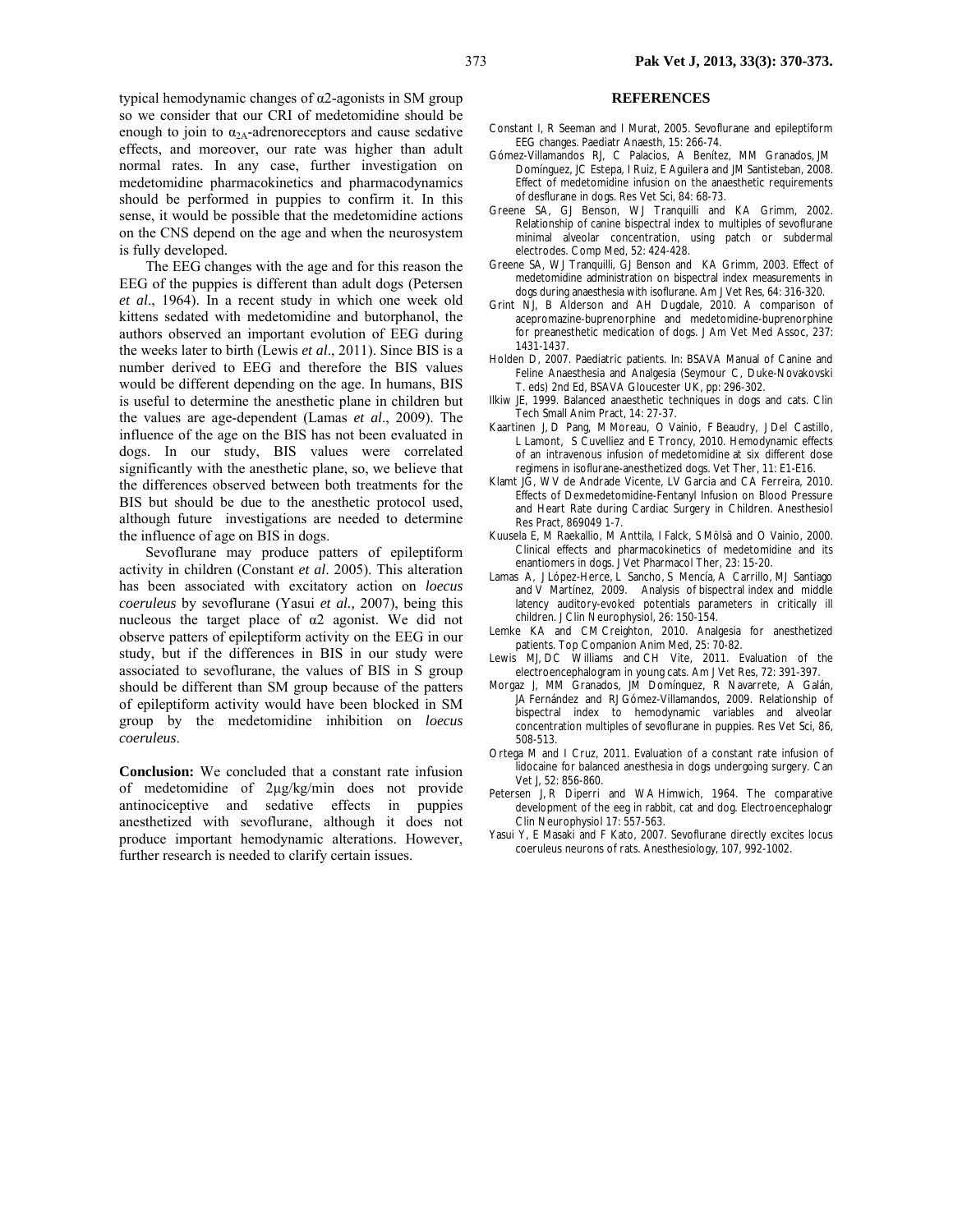typical hemodynamic changes of α2-agonists in SM group so we consider that our CRI of medetomidine should be enough to join to $\alpha_{2A}$-adrenoreceptors and cause sedative effects, and moreover, our rate was higher than adult normal rates. In any case, further investigation on medetomidine pharmacokinetics and pharmacodynamics should be performed in puppies to confirm it. In this sense, it would be possible that the medetomidine actions on the CNS depend on the age and when the neurosystem is fully developed.

The EEG changes with the age and for this reason the EEG of the puppies is different than adult dogs (Petersen *et al*., 1964). In a recent study in which one week old kittens sedated with medetomidine and butorphanol, the authors observed an important evolution of EEG during the weeks later to birth (Lewis *et al*., 2011). Since BIS is a number derived to EEG and therefore the BIS values would be different depending on the age. In humans, BIS is useful to determine the anesthetic plane in children but the values are age-dependent (Lamas *et al*., 2009). The influence of the age on the BIS has not been evaluated in dogs. In our study, BIS values were correlated significantly with the anesthetic plane, so, we believe that the differences observed between both treatments for the BIS but should be due to the anesthetic protocol used, although future investigations are needed to determine the influence of age on BIS in dogs.

Sevoflurane may produce patters of epileptiform activity in children (Constant *et al*. 2005). This alteration has been associated with excitatory action on *loecus coeruleus* by sevoflurane (Yasui *et al.,* 2007), being this nucleous the target place of α2 agonist. We did not observe patters of epileptiform activity on the EEG in our study, but if the differences in BIS in our study were associated to sevoflurane, the values of BIS in S group should be different than SM group because of the patters of epileptiform activity would have been blocked in SM group by the medetomidine inhibition on *loecus coeruleus*.

**Conclusion:** We concluded that a constant rate infusion of medetomidine of 2µg/kg/min does not provide antinociceptive and sedative effects in puppies anesthetized with sevoflurane, although it does not produce important hemodynamic alterations. However, further research is needed to clarify certain issues.

## REFERENCES

Constant I, R Seeman and I Murat, 2005. Sevoflurane and epileptiform EEG changes. Paediatr Anaesth, 15: 266-74.

Gómez-Villamandos RJ, C Palacios, A Benítez, MM Granados, JM Domínguez, JC Estepa, I Ruiz, E Aguilera and JM Santisteban, 2008. Effect of medetomidine infusion on the anaesthetic requirements of desflurane in dogs. Res Vet Sci, 84: 68-73.

Greene SA, GJ Benson, WJ Tranquilli and KA Grimm, 2002. Relationship of canine bispectral index to multiples of sevoflurane minimal alveolar concentration, using patch or subdermal electrodes. Comp Med, 52: 424-428.

Greene SA, WJ Tranquilli, GJ Benson and KA Grimm, 2003. Effect of medetomidine administration on bispectral index measurements in dogs during anaesthesia with isoflurane. Am J Vet Res, 64: 316-320.

Grint NJ, B Alderson and AH Dugdale, 2010. A comparison of acepromazine-buprenorphine and medetomidine-buprenorphine for preanesthetic medication of dogs. J Am Vet Med Assoc, 237: 1431-1437.

Holden D, 2007. Paediatric patients. In: BSAVA Manual of Canine and Feline Anaesthesia and Analgesia (Seymour C, Duke-Novakovski T. eds) 2nd Ed, BSAVA Gloucester UK, pp: 296-302.

Ilkiw JE, 1999. Balanced anaesthetic techniques in dogs and cats. Clin Tech Small Anim Pract, 14: 27-37.

Kaartinen J, D Pang, M Moreau, O Vainio, F Beaudry, J Del Castillo, L Lamont, S Cuvelliez and E Troncy, 2010. Hemodynamic effects of an intravenous infusion of medetomidine at six different dose regimens in isoflurane-anesthetized dogs. Vet Ther, 11: E1-E16.

Klamt JG, WV de Andrade Vicente, LV Garcia and CA Ferreira, 2010. Effects of Dexmedetomidine-Fentanyl Infusion on Blood Pressure and Heart Rate during Cardiac Surgery in Children. Anesthesiol Res Pract, 869049 1-7.

Kuusela E, M Raekallio, M Anttila, I Falck, S Mölsä and O Vainio, 2000. Clinical effects and pharmacokinetics of medetomidine and its enantiomers in dogs. J Vet Pharmacol Ther, 23: 15-20.

Lamas A, J López-Herce, L Sancho, S Mencía, A Carrillo, MJ Santiago and V Martínez, 2009. Analysis of bispectral index and middle latency auditory-evoked potentials parameters in critically ill children. J Clin Neurophysiol, 26: 150-154.

Lemke KA and CM Creighton, 2010. Analgesia for anesthetized patients. Top Companion Anim Med, 25: 70-82.

Lewis MJ, DC Williams and CH Vite, 2011. Evaluation of the electroencephalogram in young cats. Am J Vet Res, 72: 391-397.

Morgaz J, MM Granados, JM Domínguez, R Navarrete, A Galán, JA Fernández and RJ Gómez-Villamandos, 2009. Relationship of bispectral index to hemodynamic variables and alveolar concentration multiples of sevoflurane in puppies. Res Vet Sci, 86, 508-513.

Ortega M and I Cruz, 2011. Evaluation of a constant rate infusion of lidocaine for balanced anesthesia in dogs undergoing surgery. Can Vet J, 52: 856-860.

Petersen J, R Diperri and WA Himwich, 1964. The comparative development of the eeg in rabbit, cat and dog. Electroencephalogr Clin Neurophysiol 17: 557-563.

Yasui Y, E Masaki and F Kato, 2007. Sevoflurane directly excites locus coeruleus neurons of rats. Anesthesiology, 107, 992-1002.